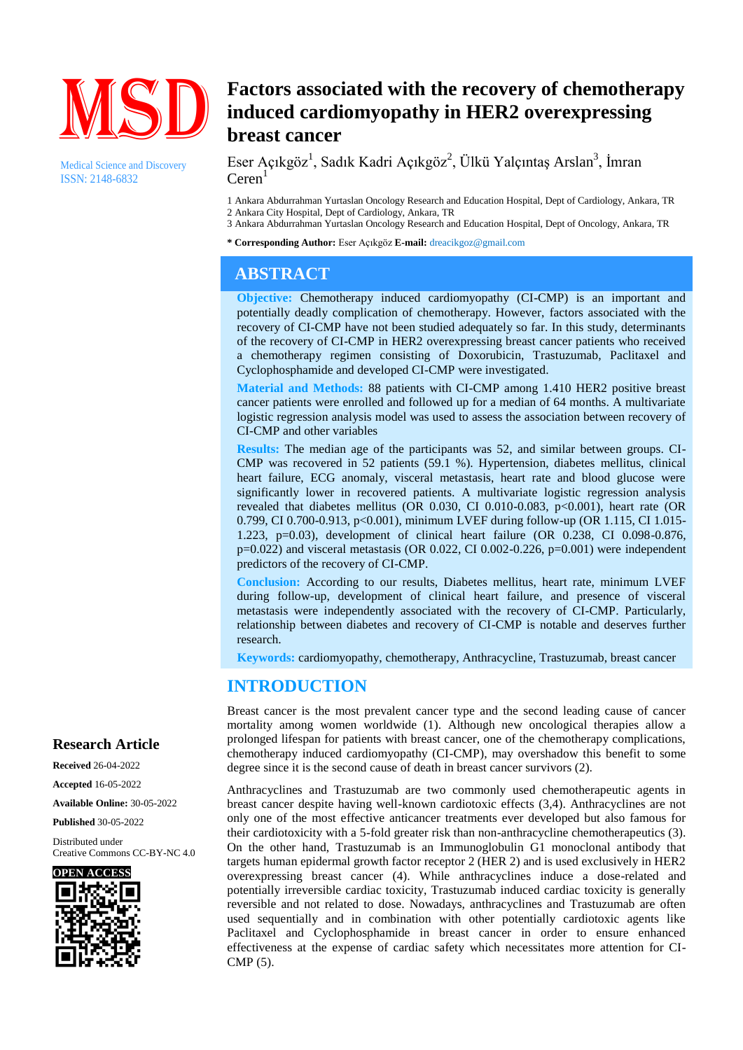MSD

Medical Science and Discovery
ISSN: 2148-6832

# Factors associated with the recovery of chemotherapy induced cardiomyopathy in HER2 overexpressing breast cancer

Eser Açıkgöz[1], Sadık Kadri Açıkgöz[2], Ülkü Yalçıntaş Arslan[3], İmran Ceren[1]

1 Ankara Abdurrahman Yurtaslan Oncology Research and Education Hospital, Dept of Cardiology, Ankara, TR
2 Ankara City Hospital, Dept of Cardiology, Ankara, TR
3 Ankara Abdurrahman Yurtaslan Oncology Research and Education Hospital, Dept of Oncology, Ankara, TR

**\* Corresponding Author:** Eser Açıkgöz **E-mail:** dreacikgoz@gmail.com

## ABSTRACT

**Objective:** Chemotherapy induced cardiomyopathy (CI-CMP) is an important and potentially deadly complication of chemotherapy. However, factors associated with the recovery of CI-CMP have not been studied adequately so far. In this study, determinants of the recovery of CI-CMP in HER2 overexpressing breast cancer patients who received a chemotherapy regimen consisting of Doxorubicin, Trastuzumab, Paclitaxel and Cyclophosphamide and developed CI-CMP were investigated.

**Material and Methods:** 88 patients with CI-CMP among 1.410 HER2 positive breast cancer patients were enrolled and followed up for a median of 64 months. A multivariate logistic regression analysis model was used to assess the association between recovery of CI-CMP and other variables

**Results:** The median age of the participants was 52, and similar between groups. CI-CMP was recovered in 52 patients (59.1 %). Hypertension, diabetes mellitus, clinical heart failure, ECG anomaly, visceral metastasis, heart rate and blood glucose were significantly lower in recovered patients. A multivariate logistic regression analysis revealed that diabetes mellitus (OR 0.030, CI 0.010-0.083, p<0.001), heart rate (OR 0.799, CI 0.700-0.913, p<0.001), minimum LVEF during follow-up (OR 1.115, CI 1.015-1.223, p=0.03), development of clinical heart failure (OR 0.238, CI 0.098-0.876, p=0.022) and visceral metastasis (OR 0.022, CI 0.002-0.226, p=0.001) were independent predictors of the recovery of CI-CMP.

**Conclusion:** According to our results, Diabetes mellitus, heart rate, minimum LVEF during follow-up, development of clinical heart failure, and presence of visceral metastasis were independently associated with the recovery of CI-CMP. Particularly, relationship between diabetes and recovery of CI-CMP is notable and deserves further research.

**Keywords:** cardiomyopathy, chemotherapy, Anthracycline, Trastuzumab, breast cancer

**Research Article**

**Received** 26-04-2022

**Accepted** 16-05-2022

**Available Online:** 30-05-2022

**Published** 30-05-2022

Distributed under
Creative Commons CC-BY-NC 4.0

**OPEN ACCESS**

## INTRODUCTION

Breast cancer is the most prevalent cancer type and the second leading cause of cancer mortality among women worldwide (1). Although new oncological therapies allow a prolonged lifespan for patients with breast cancer, one of the chemotherapy complications, chemotherapy induced cardiomyopathy (CI-CMP), may overshadow this benefit to some degree since it is the second cause of death in breast cancer survivors (2).

Anthracyclines and Trastuzumab are two commonly used chemotherapeutic agents in breast cancer despite having well-known cardiotoxic effects (3,4). Anthracyclines are not only one of the most effective anticancer treatments ever developed but also famous for their cardiotoxicity with a 5-fold greater risk than non-anthracycline chemotherapeutics (3). On the other hand, Trastuzumab is an Immunoglobulin G1 monoclonal antibody that targets human epidermal growth factor receptor 2 (HER 2) and is used exclusively in HER2 overexpressing breast cancer (4). While anthracyclines induce a dose-related and potentially irreversible cardiac toxicity, Trastuzumab induced cardiac toxicity is generally reversible and not related to dose. Nowadays, anthracyclines and Trastuzumab are often used sequentially and in combination with other potentially cardiotoxic agents like Paclitaxel and Cyclophosphamide in breast cancer in order to ensure enhanced effectiveness at the expense of cardiac safety which necessitates more attention for CI-CMP (5).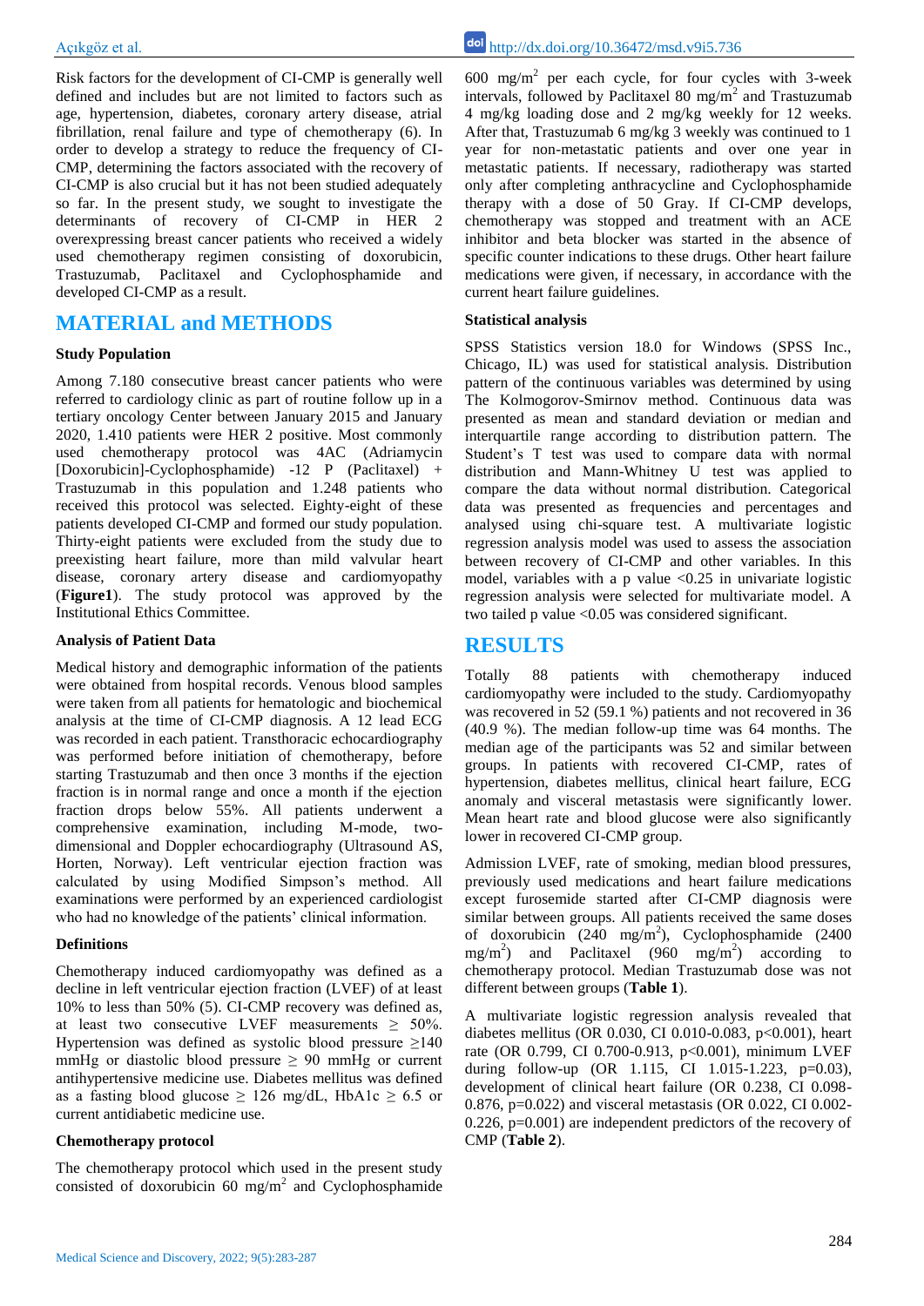Risk factors for the development of CI-CMP is generally well defined and includes but are not limited to factors such as age, hypertension, diabetes, coronary artery disease, atrial fibrillation, renal failure and type of chemotherapy (6). In order to develop a strategy to reduce the frequency of CI-CMP, determining the factors associated with the recovery of CI-CMP is also crucial but it has not been studied adequately so far. In the present study, we sought to investigate the determinants of recovery of CI-CMP in HER 2 overexpressing breast cancer patients who received a widely used chemotherapy regimen consisting of doxorubicin, Trastuzumab, Paclitaxel and Cyclophosphamide and developed CI-CMP as a result.

## MATERIAL and METHODS

### Study Population

Among 7.180 consecutive breast cancer patients who were referred to cardiology clinic as part of routine follow up in a tertiary oncology Center between January 2015 and January 2020, 1.410 patients were HER 2 positive. Most commonly used chemotherapy protocol was 4AC (Adriamycin [Doxorubicin]-Cyclophosphamide) -12 P (Paclitaxel) + Trastuzumab in this population and 1.248 patients who received this protocol was selected. Eighty-eight of these patients developed CI-CMP and formed our study population. Thirty-eight patients were excluded from the study due to preexisting heart failure, more than mild valvular heart disease, coronary artery disease and cardiomyopathy (**Figure1**). The study protocol was approved by the Institutional Ethics Committee.

### Analysis of Patient Data

Medical history and demographic information of the patients were obtained from hospital records. Venous blood samples were taken from all patients for hematologic and biochemical analysis at the time of CI-CMP diagnosis. A 12 lead ECG was recorded in each patient. Transthoracic echocardiography was performed before initiation of chemotherapy, before starting Trastuzumab and then once 3 months if the ejection fraction is in normal range and once a month if the ejection fraction drops below 55%. All patients underwent a comprehensive examination, including M-mode, two-dimensional and Doppler echocardiography (Ultrasound AS, Horten, Norway). Left ventricular ejection fraction was calculated by using Modified Simpson's method. All examinations were performed by an experienced cardiologist who had no knowledge of the patients' clinical information.

### Definitions

Chemotherapy induced cardiomyopathy was defined as a decline in left ventricular ejection fraction (LVEF) of at least 10% to less than 50% (5). CI-CMP recovery was defined as, at least two consecutive LVEF measurements ≥ 50%. Hypertension was defined as systolic blood pressure ≥140 mmHg or diastolic blood pressure ≥ 90 mmHg or current antihypertensive medicine use. Diabetes mellitus was defined as a fasting blood glucose ≥ 126 mg/dL, HbA1c ≥ 6.5 or current antidiabetic medicine use.

### Chemotherapy protocol

The chemotherapy protocol which used in the present study consisted of doxorubicin 60 mg/m$^2$ and Cyclophosphamide 600 mg/m$^2$ per each cycle, for four cycles with 3-week intervals, followed by Paclitaxel 80 mg/m$^2$ and Trastuzumab 4 mg/kg loading dose and 2 mg/kg weekly for 12 weeks. After that, Trastuzumab 6 mg/kg 3 weekly was continued to 1 year for non-metastatic patients and over one year in metastatic patients. If necessary, radiotherapy was started only after completing anthracycline and Cyclophosphamide therapy with a dose of 50 Gray. If CI-CMP develops, chemotherapy was stopped and treatment with an ACE inhibitor and beta blocker was started in the absence of specific counter indications to these drugs. Other heart failure medications were given, if necessary, in accordance with the current heart failure guidelines.

### Statistical analysis

SPSS Statistics version 18.0 for Windows (SPSS Inc., Chicago, IL) was used for statistical analysis. Distribution pattern of the continuous variables was determined by using The Kolmogorov-Smirnov method. Continuous data was presented as mean and standard deviation or median and interquartile range according to distribution pattern. The Student's T test was used to compare data with normal distribution and Mann-Whitney U test was applied to compare the data without normal distribution. Categorical data was presented as frequencies and percentages and analysed using chi-square test. A multivariate logistic regression analysis model was used to assess the association between recovery of CI-CMP and other variables. In this model, variables with a p value <0.25 in univariate logistic regression analysis were selected for multivariate model. A two tailed p value <0.05 was considered significant.

## RESULTS

Totally 88 patients with chemotherapy induced cardiomyopathy were included to the study. Cardiomyopathy was recovered in 52 (59.1 %) patients and not recovered in 36 (40.9 %). The median follow-up time was 64 months. The median age of the participants was 52 and similar between groups. In patients with recovered CI-CMP, rates of hypertension, diabetes mellitus, clinical heart failure, ECG anomaly and visceral metastasis were significantly lower. Mean heart rate and blood glucose were also significantly lower in recovered CI-CMP group.

Admission LVEF, rate of smoking, median blood pressures, previously used medications and heart failure medications except furosemide started after CI-CMP diagnosis were similar between groups. All patients received the same doses of doxorubicin (240 mg/m$^2$), Cyclophosphamide (2400 mg/m$^2$) and Paclitaxel (960 mg/m$^2$) according to chemotherapy protocol. Median Trastuzumab dose was not different between groups (**Table 1**).

A multivariate logistic regression analysis revealed that diabetes mellitus (OR 0.030, CI 0.010-0.083, p<0.001), heart rate (OR 0.799, CI 0.700-0.913, p<0.001), minimum LVEF during follow-up (OR 1.115, CI 1.015-1.223, p=0.03), development of clinical heart failure (OR 0.238, CI 0.098-0.876, p=0.022) and visceral metastasis (OR 0.022, CI 0.002-0.226, p=0.001) are independent predictors of the recovery of CMP (**Table 2**).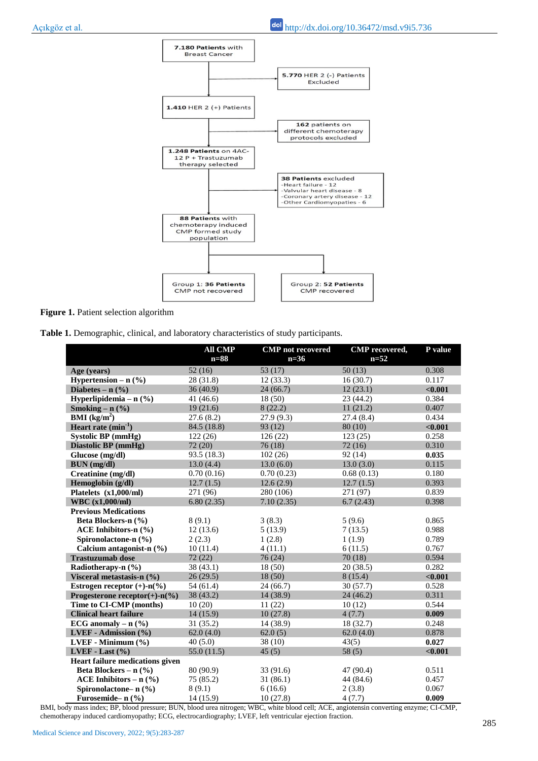**Figure 1.** Patient selection algorithm

**Table 1.** Demographic, clinical, and laboratory characteristics of study participants.

| | All CMP n=88 | CMP not recovered n=36 | CMP recovered, n=52 | P value |
|---|---|---|---|---|
| **Age (years)** | 52 (16) | 53 (17) | 50 (13) | 0.308 |
| **Hypertension – n (%)** | 28 (31.8) | 12 (33.3) | 16 (30.7) | 0.117 |
| **Diabetes – n (%)** | 36 (40.9) | 24 (66.7) | 12 (23.1) | **<0.001** |
| **Hyperlipidemia – n (%)** | 41 (46.6) | 18 (50) | 23 (44.2) | 0.384 |
| **Smoking – n (%)** | 19 (21.6) | 8 (22.2) | 11 (21.2) | 0.407 |
| **BMI (kg/m$^2$)** | 27.6 (8.2) | 27.9 (9.3) | 27.4 (8.4) | 0.434 |
| **Heart rate (min$^{-1}$)** | 84.5 (18.8) | 93 (12) | 80 (10) | **<0.001** |
| **Systolic BP (mmHg)** | 122 (26) | 126 (22) | 123 (25) | 0.258 |
| **Diastolic BP (mmHg)** | 72 (20) | 76 (18) | 72 (16) | 0.310 |
| **Glucose (mg/dl)** | 93.5 (18.3) | 102 (26) | 92 (14) | **0.035** |
| **BUN (mg/dl)** | 13.0 (4.4) | 13.0 (6.0) | 13.0 (3.0) | 0.115 |
| **Creatinine (mg/dl)** | 0.70 (0.16) | 0.70 (0.23) | 0.68 (0.13) | 0.180 |
| **Hemoglobin (g/dl)** | 12.7 (1.5) | 12.6 (2.9) | 12.7 (1.5) | 0.393 |
| **Platelets (x1,000/ml)** | 271 (96) | 280 (106) | 271 (97) | 0.839 |
| **WBC (x1,000/ml)** | 6.80 (2.35) | 7.10 (2.35) | 6.7 (2.43) | 0.398 |
| **Previous Medications** | | | | |
| **Beta Blockers-n (%)** | 8 (9.1) | 3 (8.3) | 5 (9.6) | 0.865 |
| **ACE Inhibitors-n (%)** | 12 (13.6) | 5 (13.9) | 7 (13.5) | 0.988 |
| **Spironolactone-n (%)** | 2 (2.3) | 1 (2.8) | 1 (1.9) | 0.789 |
| **Calcium antagonist-n (%)** | 10 (11.4) | 4 (11.1) | 6 (11.5) | 0.767 |
| **Trastuzumab dose** | 72 (22) | 76 (24) | 70 (18) | 0.594 |
| **Radiotherapy-n (%)** | 38 (43.1) | 18 (50) | 20 (38.5) | 0.282 |
| **Visceral metastasis-n (%)** | 26 (29.5) | 18 (50) | 8 (15.4) | **<0.001** |
| **Estrogen receptor (+)-n(%)** | 54 (61.4) | 24 (66.7) | 30 (57.7) | 0.528 |
| **Progesterone receptor(+)-n(%)** | 38 (43.2) | 14 (38.9) | 24 (46.2) | 0.311 |
| **Time to CI-CMP (months)** | 10 (20) | 11 (22) | 10 (12) | 0.544 |
| **Clinical heart failure** | 14 (15.9) | 10 (27.8) | 4 (7.7) | **0.009** |
| **ECG anomaly – n (%)** | 31 (35.2) | 14 (38.9) | 18 (32.7) | 0.248 |
| **LVEF - Admission (%)** | 62.0 (4.0) | 62.0 (5) | 62.0 (4.0) | 0.878 |
| **LVEF - Minimum (%)** | 40 (5.0) | 38 (10) | 43(5) | **0.027** |
| **LVEF - Last (%)** | 55.0 (11.5) | 45 (5) | 58 (5) | **<0.001** |
| **Heart failure medications given** | | | | |
| **Beta Blockers – n (%)** | 80 (90.9) | 33 (91.6) | 47 (90.4) | 0.511 |
| **ACE Inhibitors – n (%)** | 75 (85.2) | 31 (86.1) | 44 (84.6) | 0.457 |
| **Spironolactone– n (%)** | 8 (9.1) | 6 (16.6) | 2 (3.8) | 0.067 |
| **Furosemide– n (%)** | 14 (15.9) | 10 (27.8) | 4 (7.7) | **0.009** |

BMI, body mass index; BP, blood pressure; BUN, blood urea nitrogen; WBC, white blood cell; ACE, angiotensin converting enzyme; CI-CMP, chemotherapy induced cardiomyopathy; ECG, electrocardiography; LVEF, left ventricular ejection fraction.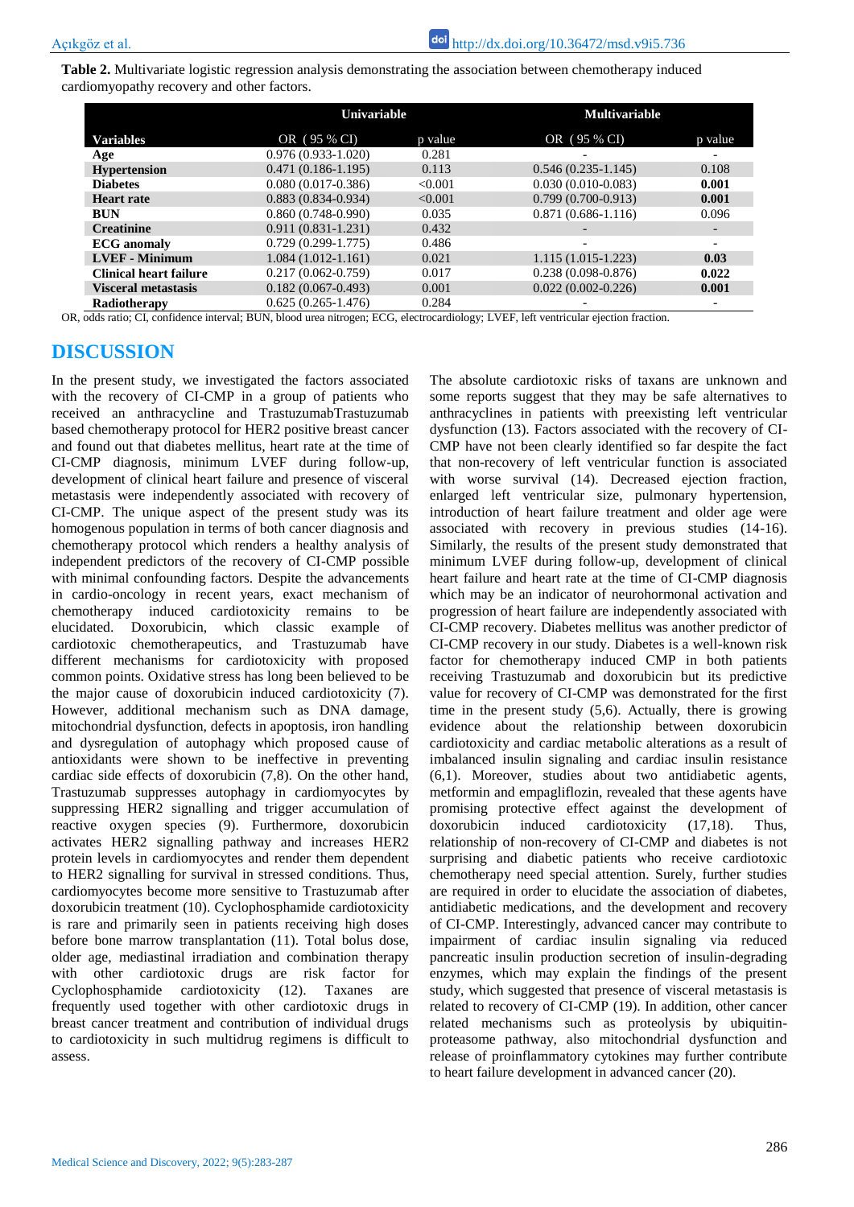**Table 2.** Multivariate logistic regression analysis demonstrating the association between chemotherapy induced cardiomyopathy recovery and other factors.

| | Univariable | | Multivariable | |
|---|---|---|---|---|
| **Variables** | OR (95 % CI) | p value | OR (95 % CI) | p value |
| **Age** | 0.976 (0.933-1.020) | 0.281 | - | - |
| **Hypertension** | 0.471 (0.186-1.195) | 0.113 | 0.546 (0.235-1.145) | 0.108 |
| **Diabetes** | 0.080 (0.017-0.386) | <0.001 | 0.030 (0.010-0.083) | **0.001** |
| **Heart rate** | 0.883 (0.834-0.934) | <0.001 | 0.799 (0.700-0.913) | **0.001** |
| **BUN** | 0.860 (0.748-0.990) | 0.035 | 0.871 (0.686-1.116) | 0.096 |
| **Creatinine** | 0.911 (0.831-1.231) | 0.432 | - | - |
| **ECG anomaly** | 0.729 (0.299-1.775) | 0.486 | - | - |
| **LVEF - Minimum** | 1.084 (1.012-1.161) | 0.021 | 1.115 (1.015-1.223) | **0.03** |
| **Clinical heart failure** | 0.217 (0.062-0.759) | 0.017 | 0.238 (0.098-0.876) | **0.022** |
| **Visceral metastasis** | 0.182 (0.067-0.493) | 0.001 | 0.022 (0.002-0.226) | **0.001** |
| **Radiotherapy** | 0.625 (0.265-1.476) | 0.284 | - | - |

OR, odds ratio; CI, confidence interval; BUN, blood urea nitrogen; ECG, electrocardiology; LVEF, left ventricular ejection fraction.

# DISCUSSION

In the present study, we investigated the factors associated with the recovery of CI-CMP in a group of patients who received an anthracycline and TrastuzumabTrastuzumab based chemotherapy protocol for HER2 positive breast cancer and found out that diabetes mellitus, heart rate at the time of CI-CMP diagnosis, minimum LVEF during follow-up, development of clinical heart failure and presence of visceral metastasis were independently associated with recovery of CI-CMP. The unique aspect of the present study was its homogenous population in terms of both cancer diagnosis and chemotherapy protocol which renders a healthy analysis of independent predictors of the recovery of CI-CMP possible with minimal confounding factors. Despite the advancements in cardio-oncology in recent years, exact mechanism of chemotherapy induced cardiotoxicity remains to be elucidated. Doxorubicin, which classic example of cardiotoxic chemotherapeutics, and Trastuzumab have different mechanisms for cardiotoxicity with proposed common points. Oxidative stress has long been believed to be the major cause of doxorubicin induced cardiotoxicity (7). However, additional mechanism such as DNA damage, mitochondrial dysfunction, defects in apoptosis, iron handling and dysregulation of autophagy which proposed cause of antioxidants were shown to be ineffective in preventing cardiac side effects of doxorubicin (7,8). On the other hand, Trastuzumab suppresses autophagy in cardiomyocytes by suppressing HER2 signalling and trigger accumulation of reactive oxygen species (9). Furthermore, doxorubicin activates HER2 signalling pathway and increases HER2 protein levels in cardiomyocytes and render them dependent to HER2 signalling for survival in stressed conditions. Thus, cardiomyocytes become more sensitive to Trastuzumab after doxorubicin treatment (10). Cyclophosphamide cardiotoxicity is rare and primarily seen in patients receiving high doses before bone marrow transplantation (11). Total bolus dose, older age, mediastinal irradiation and combination therapy with other cardiotoxic drugs are risk factor for Cyclophosphamide cardiotoxicity (12). Taxanes are frequently used together with other cardiotoxic drugs in breast cancer treatment and contribution of individual drugs to cardiotoxicity in such multidrug regimens is difficult to assess.

The absolute cardiotoxic risks of taxans are unknown and some reports suggest that they may be safe alternatives to anthracyclines in patients with preexisting left ventricular dysfunction (13). Factors associated with the recovery of CI-CMP have not been clearly identified so far despite the fact that non-recovery of left ventricular function is associated with worse survival (14). Decreased ejection fraction, enlarged left ventricular size, pulmonary hypertension, introduction of heart failure treatment and older age were associated with recovery in previous studies (14-16). Similarly, the results of the present study demonstrated that minimum LVEF during follow-up, development of clinical heart failure and heart rate at the time of CI-CMP diagnosis which may be an indicator of neurohormonal activation and progression of heart failure are independently associated with CI-CMP recovery. Diabetes mellitus was another predictor of CI-CMP recovery in our study. Diabetes is a well-known risk factor for chemotherapy induced CMP in both patients receiving Trastuzumab and doxorubicin but its predictive value for recovery of CI-CMP was demonstrated for the first time in the present study (5,6). Actually, there is growing evidence about the relationship between doxorubicin cardiotoxicity and cardiac metabolic alterations as a result of imbalanced insulin signaling and cardiac insulin resistance (6,1). Moreover, studies about two antidiabetic agents, metformin and empagliflozin, revealed that these agents have promising protective effect against the development of doxorubicin induced cardiotoxicity (17,18). Thus, relationship of non-recovery of CI-CMP and diabetes is not surprising and diabetic patients who receive cardiotoxic chemotherapy need special attention. Surely, further studies are required in order to elucidate the association of diabetes, antidiabetic medications, and the development and recovery of CI-CMP. Interestingly, advanced cancer may contribute to impairment of cardiac insulin signaling via reduced pancreatic insulin production secretion of insulin-degrading enzymes, which may explain the findings of the present study, which suggested that presence of visceral metastasis is related to recovery of CI-CMP (19). In addition, other cancer related mechanisms such as proteolysis by ubiquitin-proteasome pathway, also mitochondrial dysfunction and release of proinflammatory cytokines may further contribute to heart failure development in advanced cancer (20).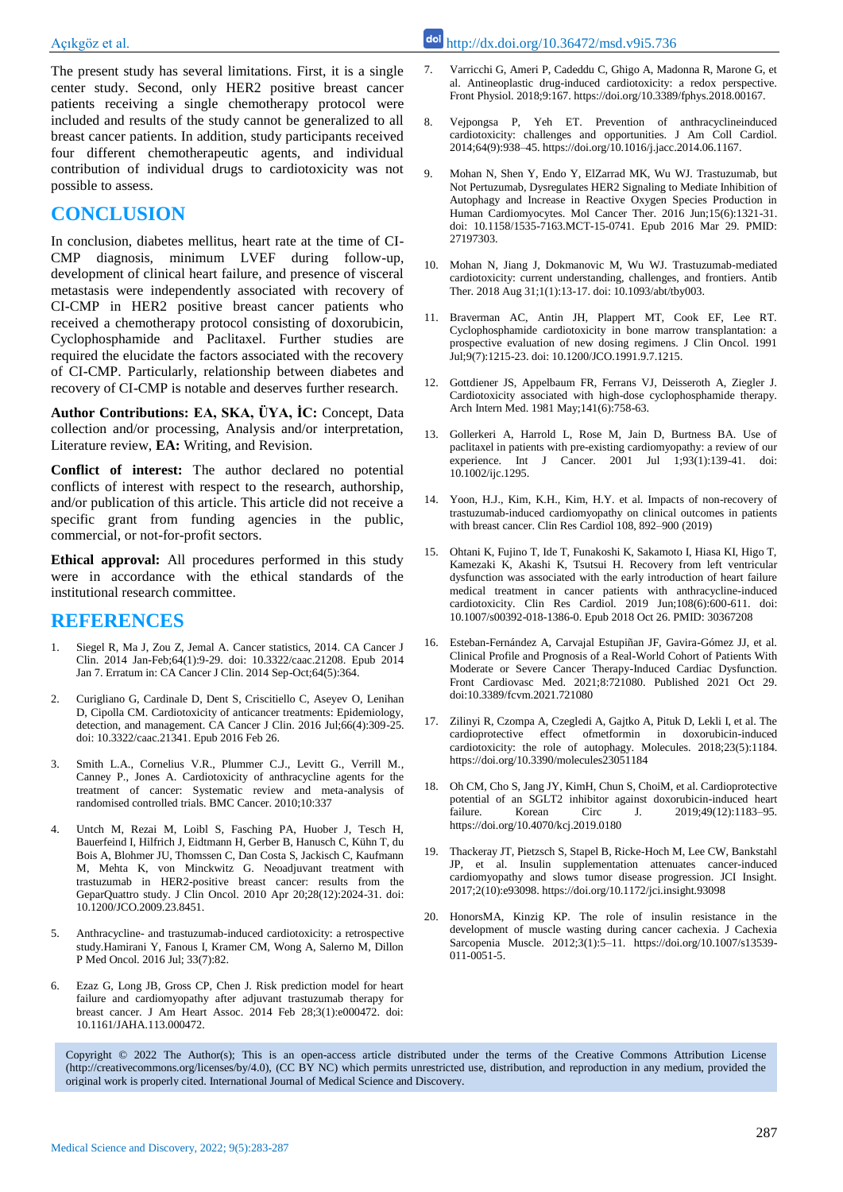The present study has several limitations. First, it is a single center study. Second, only HER2 positive breast cancer patients receiving a single chemotherapy protocol were included and results of the study cannot be generalized to all breast cancer patients. In addition, study participants received four different chemotherapeutic agents, and individual contribution of individual drugs to cardiotoxicity was not possible to assess.

## CONCLUSION

In conclusion, diabetes mellitus, heart rate at the time of CI-CMP diagnosis, minimum LVEF during follow-up, development of clinical heart failure, and presence of visceral metastasis were independently associated with recovery of CI-CMP in HER2 positive breast cancer patients who received a chemotherapy protocol consisting of doxorubicin, Cyclophosphamide and Paclitaxel. Further studies are required the elucidate the factors associated with the recovery of CI-CMP. Particularly, relationship between diabetes and recovery of CI-CMP is notable and deserves further research.

**Author Contributions: EA, SKA, ÜYA, İC:** Concept, Data collection and/or processing, Analysis and/or interpretation, Literature review, **EA:** Writing, and Revision.

**Conflict of interest:** The author declared no potential conflicts of interest with respect to the research, authorship, and/or publication of this article. This article did not receive a specific grant from funding agencies in the public, commercial, or not-for-profit sectors.

**Ethical approval:** All procedures performed in this study were in accordance with the ethical standards of the institutional research committee.

## REFERENCES

1. Siegel R, Ma J, Zou Z, Jemal A. Cancer statistics, 2014. CA Cancer J Clin. 2014 Jan-Feb;64(1):9-29. doi: 10.3322/caac.21208. Epub 2014 Jan 7. Erratum in: CA Cancer J Clin. 2014 Sep-Oct;64(5):364.
2. Curigliano G, Cardinale D, Dent S, Criscitiello C, Aseyev O, Lenihan D, Cipolla CM. Cardiotoxicity of anticancer treatments: Epidemiology, detection, and management. CA Cancer J Clin. 2016 Jul;66(4):309-25. doi: 10.3322/caac.21341. Epub 2016 Feb 26.
3. Smith L.A., Cornelius V.R., Plummer C.J., Levitt G., Verrill M., Canney P., Jones A. Cardiotoxicity of anthracycline agents for the treatment of cancer: Systematic review and meta-analysis of randomised controlled trials. BMC Cancer. 2010;10:337
4. Untch M, Rezai M, Loibl S, Fasching PA, Huober J, Tesch H, Bauerfeind I, Hilfrich J, Eidtmann H, Gerber B, Hanusch C, Kühn T, du Bois A, Blohmer JU, Thomssen C, Dan Costa S, Jackisch C, Kaufmann M, Mehta K, von Minckwitz G. Neoadjuvant treatment with trastuzumab in HER2-positive breast cancer: results from the GeparQuattro study. J Clin Oncol. 2010 Apr 20;28(12):2024-31. doi: 10.1200/JCO.2009.23.8451.
5. Anthracycline- and trastuzumab-induced cardiotoxicity: a retrospective study.Hamirani Y, Fanous I, Kramer CM, Wong A, Salerno M, Dillon P Med Oncol. 2016 Jul; 33(7):82.
6. Ezaz G, Long JB, Gross CP, Chen J. Risk prediction model for heart failure and cardiomyopathy after adjuvant trastuzumab therapy for breast cancer. J Am Heart Assoc. 2014 Feb 28;3(1):e000472. doi: 10.1161/JAHA.113.000472.
7. Varricchi G, Ameri P, Cadeddu C, Ghigo A, Madonna R, Marone G, et al. Antineoplastic drug-induced cardiotoxicity: a redox perspective. Front Physiol. 2018;9:167. https://doi.org/10.3389/fphys.2018.00167.
8. Vejpongsa P, Yeh ET. Prevention of anthracyclineinduced cardiotoxicity: challenges and opportunities. J Am Coll Cardiol. 2014;64(9):938–45. https://doi.org/10.1016/j.jacc.2014.06.1167.
9. Mohan N, Shen Y, Endo Y, ElZarrad MK, Wu WJ. Trastuzumab, but Not Pertuzumab, Dysregulates HER2 Signaling to Mediate Inhibition of Autophagy and Increase in Reactive Oxygen Species Production in Human Cardiomyocytes. Mol Cancer Ther. 2016 Jun;15(6):1321-31. doi: 10.1158/1535-7163.MCT-15-0741. Epub 2016 Mar 29. PMID: 27197303.
10. Mohan N, Jiang J, Dokmanovic M, Wu WJ. Trastuzumab-mediated cardiotoxicity: current understanding, challenges, and frontiers. Antib Ther. 2018 Aug 31;1(1):13-17. doi: 10.1093/abt/tby003.
11. Braverman AC, Antin JH, Plappert MT, Cook EF, Lee RT. Cyclophosphamide cardiotoxicity in bone marrow transplantation: a prospective evaluation of new dosing regimens. J Clin Oncol. 1991 Jul;9(7):1215-23. doi: 10.1200/JCO.1991.9.7.1215.
12. Gottdiener JS, Appelbaum FR, Ferrans VJ, Deisseroth A, Ziegler J. Cardiotoxicity associated with high-dose cyclophosphamide therapy. Arch Intern Med. 1981 May;141(6):758-63.
13. Gollerkeri A, Harrold L, Rose M, Jain D, Burtness BA. Use of paclitaxel in patients with pre-existing cardiomyopathy: a review of our experience. Int J Cancer. 2001 Jul 1;93(1):139-41. doi: 10.1002/ijc.1295.
14. Yoon, H.J., Kim, K.H., Kim, H.Y. et al. Impacts of non-recovery of trastuzumab-induced cardiomyopathy on clinical outcomes in patients with breast cancer. Clin Res Cardiol 108, 892–900 (2019)
15. Ohtani K, Fujino T, Ide T, Funakoshi K, Sakamoto I, Hiasa KI, Higo T, Kamezaki K, Akashi K, Tsutsui H. Recovery from left ventricular dysfunction was associated with the early introduction of heart failure medical treatment in cancer patients with anthracycline-induced cardiotoxicity. Clin Res Cardiol. 2019 Jun;108(6):600-611. doi: 10.1007/s00392-018-1386-0. Epub 2018 Oct 26. PMID: 30367208
16. Esteban-Fernández A, Carvajal Estupiñan JF, Gavira-Gómez JJ, et al. Clinical Profile and Prognosis of a Real-World Cohort of Patients With Moderate or Severe Cancer Therapy-Induced Cardiac Dysfunction. Front Cardiovasc Med. 2021;8:721080. Published 2021 Oct 29. doi:10.3389/fcvm.2021.721080
17. Zilinyi R, Czompa A, Czegledi A, Gajtko A, Pituk D, Lekli I, et al. The cardioprotective effect ofmetformin in doxorubicin-induced cardiotoxicity: the role of autophagy. Molecules. 2018;23(5):1184. https://doi.org/10.3390/molecules23051184
18. Oh CM, Cho S, Jang JY, KimH, Chun S, ChoiM, et al. Cardioprotective potential of an SGLT2 inhibitor against doxorubicin-induced heart failure. Korean Circ J. 2019;49(12):1183–95. https://doi.org/10.4070/kcj.2019.0180
19. Thackeray JT, Pietzsch S, Stapel B, Ricke-Hoch M, Lee CW, Bankstahl JP, et al. Insulin supplementation attenuates cancer-induced cardiomyopathy and slows tumor disease progression. JCI Insight. 2017;2(10):e93098. https://doi.org/10.1172/jci.insight.93098
20. HonorsMA, Kinzig KP. The role of insulin resistance in the development of muscle wasting during cancer cachexia. J Cachexia Sarcopenia Muscle. 2012;3(1):5–11. https://doi.org/10.1007/s13539-011-0051-5.

Copyright © 2022 The Author(s); This is an open-access article distributed under the terms of the Creative Commons Attribution License (http://creativecommons.org/licenses/by/4.0), (CC BY NC) which permits unrestricted use, distribution, and reproduction in any medium, provided the original work is properly cited. International Journal of Medical Science and Discovery.